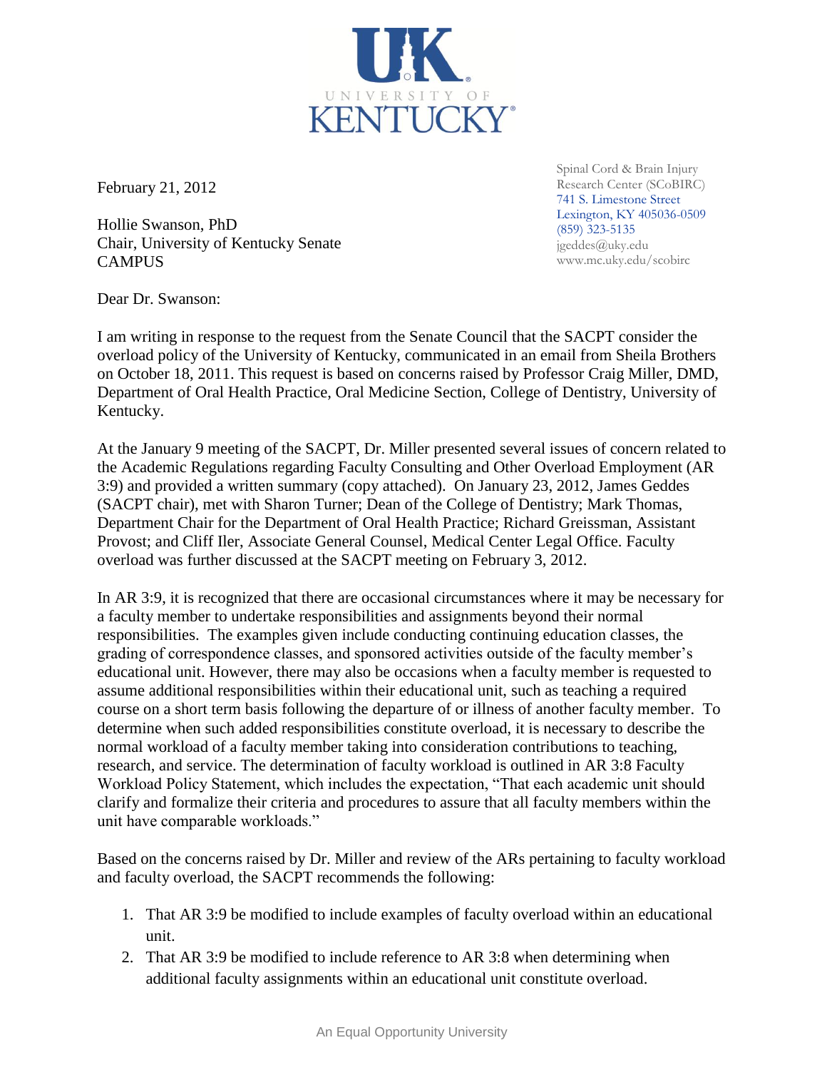UNIVERSITY OF KENTUCKY

Spinal Cord & Brain Injury Research Center (SCoBIRC)
741 S. Limestone Street
Lexington, KY 405036-0509
(859) 323-5135
jgeddes@uky.edu
www.mc.uky.edu/scobirc

February 21, 2012

Hollie Swanson, PhD
Chair, University of Kentucky Senate
CAMPUS

Dear Dr. Swanson:

I am writing in response to the request from the Senate Council that the SACPT consider the overload policy of the University of Kentucky, communicated in an email from Sheila Brothers on October 18, 2011. This request is based on concerns raised by Professor Craig Miller, DMD, Department of Oral Health Practice, Oral Medicine Section, College of Dentistry, University of Kentucky.

At the January 9 meeting of the SACPT, Dr. Miller presented several issues of concern related to the Academic Regulations regarding Faculty Consulting and Other Overload Employment (AR 3:9) and provided a written summary (copy attached). On January 23, 2012, James Geddes (SACPT chair), met with Sharon Turner; Dean of the College of Dentistry; Mark Thomas, Department Chair for the Department of Oral Health Practice; Richard Greissman, Assistant Provost; and Cliff Iler, Associate General Counsel, Medical Center Legal Office. Faculty overload was further discussed at the SACPT meeting on February 3, 2012.

In AR 3:9, it is recognized that there are occasional circumstances where it may be necessary for a faculty member to undertake responsibilities and assignments beyond their normal responsibilities. The examples given include conducting continuing education classes, the grading of correspondence classes, and sponsored activities outside of the faculty member's educational unit. However, there may also be occasions when a faculty member is requested to assume additional responsibilities within their educational unit, such as teaching a required course on a short term basis following the departure of or illness of another faculty member. To determine when such added responsibilities constitute overload, it is necessary to describe the normal workload of a faculty member taking into consideration contributions to teaching, research, and service. The determination of faculty workload is outlined in AR 3:8 Faculty Workload Policy Statement, which includes the expectation, "That each academic unit should clarify and formalize their criteria and procedures to assure that all faculty members within the unit have comparable workloads."

Based on the concerns raised by Dr. Miller and review of the ARs pertaining to faculty workload and faculty overload, the SACPT recommends the following:

1. That AR 3:9 be modified to include examples of faculty overload within an educational unit.
2. That AR 3:9 be modified to include reference to AR 3:8 when determining when additional faculty assignments within an educational unit constitute overload.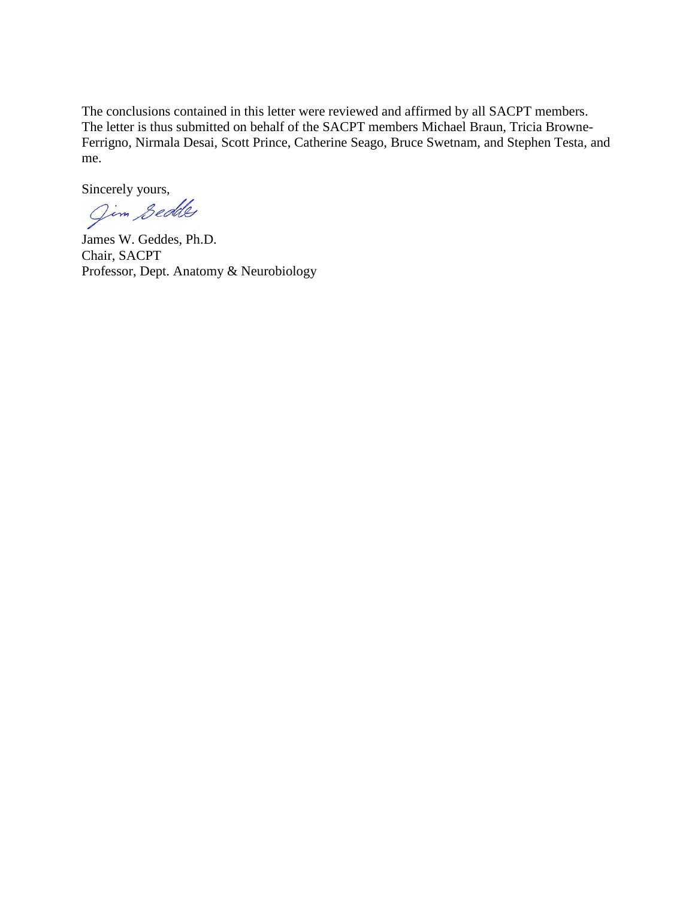The conclusions contained in this letter were reviewed and affirmed by all SACPT members. The letter is thus submitted on behalf of the SACPT members Michael Braun, Tricia Browne-Ferrigno, Nirmala Desai, Scott Prince, Catherine Seago, Bruce Swetnam, and Stephen Testa, and me.

Sincerely yours,

Jim Geddes

James W. Geddes, Ph.D.
Chair, SACPT
Professor, Dept. Anatomy & Neurobiology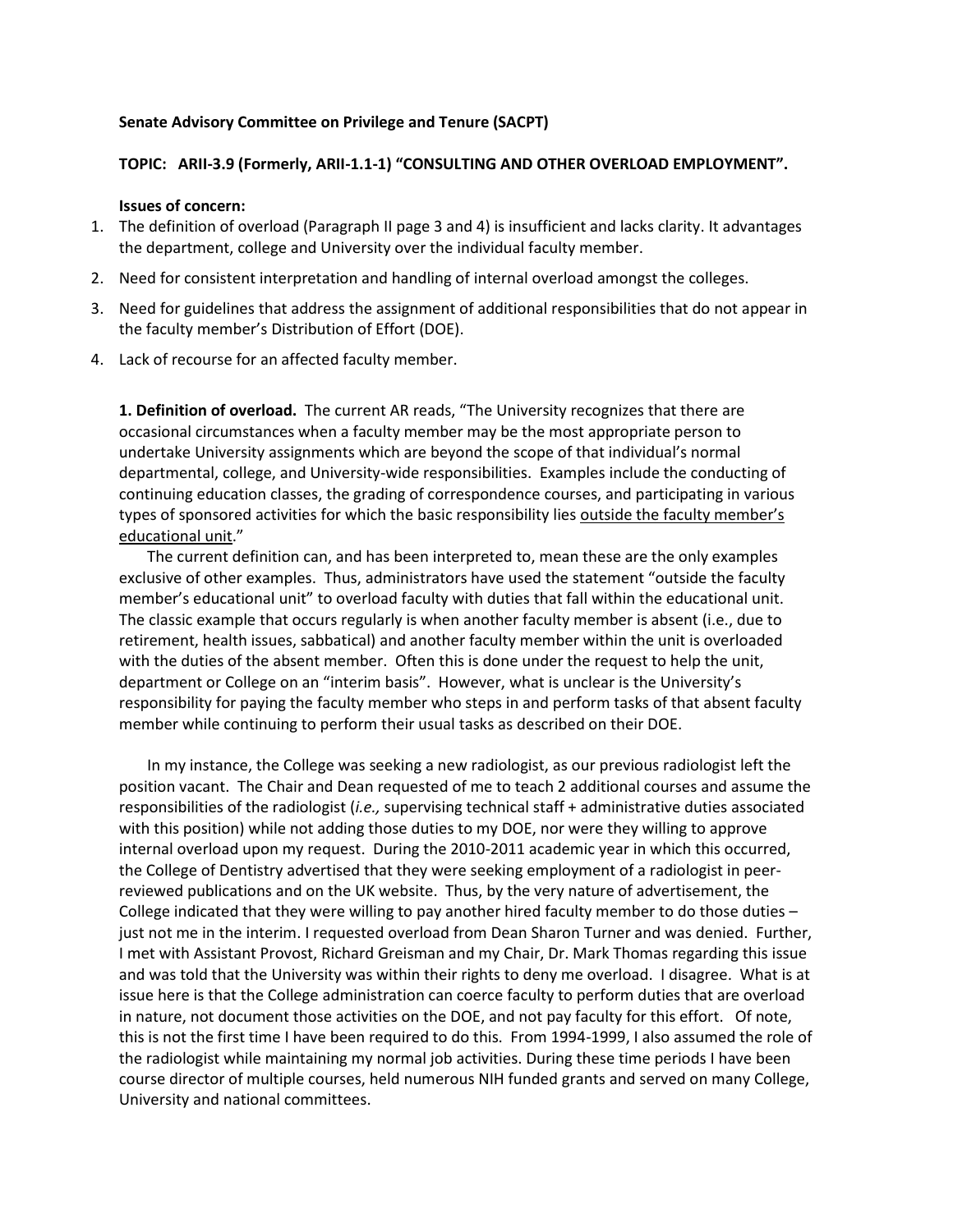**Senate Advisory Committee on Privilege and Tenure (SACPT)**

**TOPIC: ARII-3.9 (Formerly, ARII-1.1-1) "CONSULTING AND OTHER OVERLOAD EMPLOYMENT".**

**Issues of concern:**

1. The definition of overload (Paragraph II page 3 and 4) is insufficient and lacks clarity. It advantages the department, college and University over the individual faculty member.
2. Need for consistent interpretation and handling of internal overload amongst the colleges.
3. Need for guidelines that address the assignment of additional responsibilities that do not appear in the faculty member's Distribution of Effort (DOE).
4. Lack of recourse for an affected faculty member.

**1. Definition of overload.** The current AR reads, "The University recognizes that there are occasional circumstances when a faculty member may be the most appropriate person to undertake University assignments which are beyond the scope of that individual's normal departmental, college, and University-wide responsibilities. Examples include the conducting of continuing education classes, the grading of correspondence courses, and participating in various types of sponsored activities for which the basic responsibility lies <u>outside the faculty member's educational unit</u>."

The current definition can, and has been interpreted to, mean these are the only examples exclusive of other examples. Thus, administrators have used the statement "outside the faculty member's educational unit" to overload faculty with duties that fall within the educational unit. The classic example that occurs regularly is when another faculty member is absent (i.e., due to retirement, health issues, sabbatical) and another faculty member within the unit is overloaded with the duties of the absent member. Often this is done under the request to help the unit, department or College on an "interim basis". However, what is unclear is the University's responsibility for paying the faculty member who steps in and perform tasks of that absent faculty member while continuing to perform their usual tasks as described on their DOE.

In my instance, the College was seeking a new radiologist, as our previous radiologist left the position vacant. The Chair and Dean requested of me to teach 2 additional courses and assume the responsibilities of the radiologist (*i.e.,* supervising technical staff + administrative duties associated with this position) while not adding those duties to my DOE, nor were they willing to approve internal overload upon my request. During the 2010-2011 academic year in which this occurred, the College of Dentistry advertised that they were seeking employment of a radiologist in peer-reviewed publications and on the UK website. Thus, by the very nature of advertisement, the College indicated that they were willing to pay another hired faculty member to do those duties – just not me in the interim. I requested overload from Dean Sharon Turner and was denied. Further, I met with Assistant Provost, Richard Greisman and my Chair, Dr. Mark Thomas regarding this issue and was told that the University was within their rights to deny me overload. I disagree. What is at issue here is that the College administration can coerce faculty to perform duties that are overload in nature, not document those activities on the DOE, and not pay faculty for this effort. Of note, this is not the first time I have been required to do this. From 1994-1999, I also assumed the role of the radiologist while maintaining my normal job activities. During these time periods I have been course director of multiple courses, held numerous NIH funded grants and served on many College, University and national committees.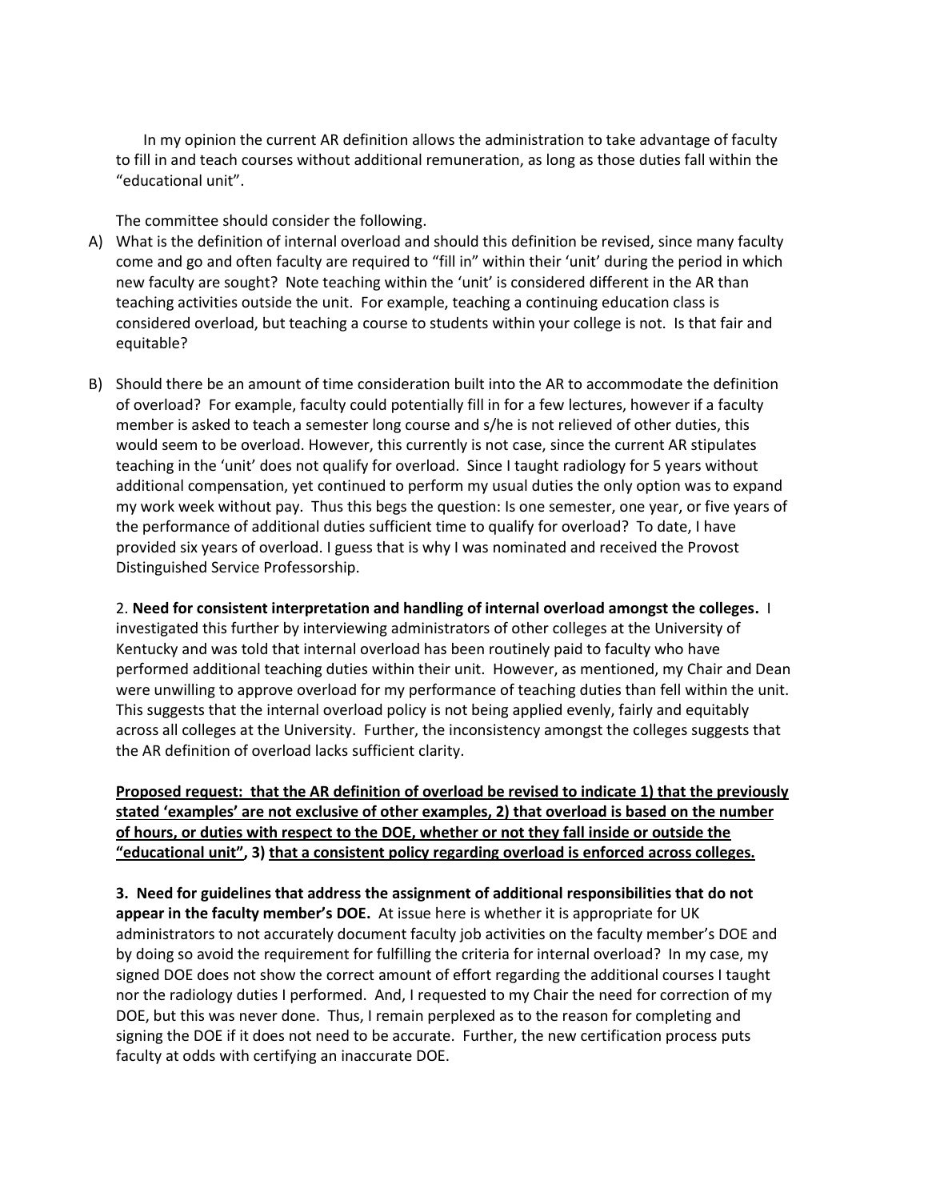In my opinion the current AR definition allows the administration to take advantage of faculty to fill in and teach courses without additional remuneration, as long as those duties fall within the "educational unit".

The committee should consider the following.

A) What is the definition of internal overload and should this definition be revised, since many faculty come and go and often faculty are required to "fill in" within their 'unit' during the period in which new faculty are sought? Note teaching within the 'unit' is considered different in the AR than teaching activities outside the unit. For example, teaching a continuing education class is considered overload, but teaching a course to students within your college is not. Is that fair and equitable?

B) Should there be an amount of time consideration built into the AR to accommodate the definition of overload? For example, faculty could potentially fill in for a few lectures, however if a faculty member is asked to teach a semester long course and s/he is not relieved of other duties, this would seem to be overload. However, this currently is not case, since the current AR stipulates teaching in the 'unit' does not qualify for overload. Since I taught radiology for 5 years without additional compensation, yet continued to perform my usual duties the only option was to expand my work week without pay. Thus this begs the question: Is one semester, one year, or five years of the performance of additional duties sufficient time to qualify for overload? To date, I have provided six years of overload. I guess that is why I was nominated and received the Provost Distinguished Service Professorship.

2. **Need for consistent interpretation and handling of internal overload amongst the colleges.** I investigated this further by interviewing administrators of other colleges at the University of Kentucky and was told that internal overload has been routinely paid to faculty who have performed additional teaching duties within their unit. However, as mentioned, my Chair and Dean were unwilling to approve overload for my performance of teaching duties than fell within the unit. This suggests that the internal overload policy is not being applied evenly, fairly and equitably across all colleges at the University. Further, the inconsistency amongst the colleges suggests that the AR definition of overload lacks sufficient clarity.

**<u>Proposed request: that the AR definition of overload be revised to indicate 1) that the previously stated 'examples' are not exclusive of other examples, 2) that overload is based on the number of hours, or duties with respect to the DOE, whether or not they fall inside or outside the "educational unit"</u>, 3) <u>that a consistent policy regarding overload is enforced across colleges.</u>**

3. **Need for guidelines that address the assignment of additional responsibilities that do not appear in the faculty member's DOE.** At issue here is whether it is appropriate for UK administrators to not accurately document faculty job activities on the faculty member's DOE and by doing so avoid the requirement for fulfilling the criteria for internal overload? In my case, my signed DOE does not show the correct amount of effort regarding the additional courses I taught nor the radiology duties I performed. And, I requested to my Chair the need for correction of my DOE, but this was never done. Thus, I remain perplexed as to the reason for completing and signing the DOE if it does not need to be accurate. Further, the new certification process puts faculty at odds with certifying an inaccurate DOE.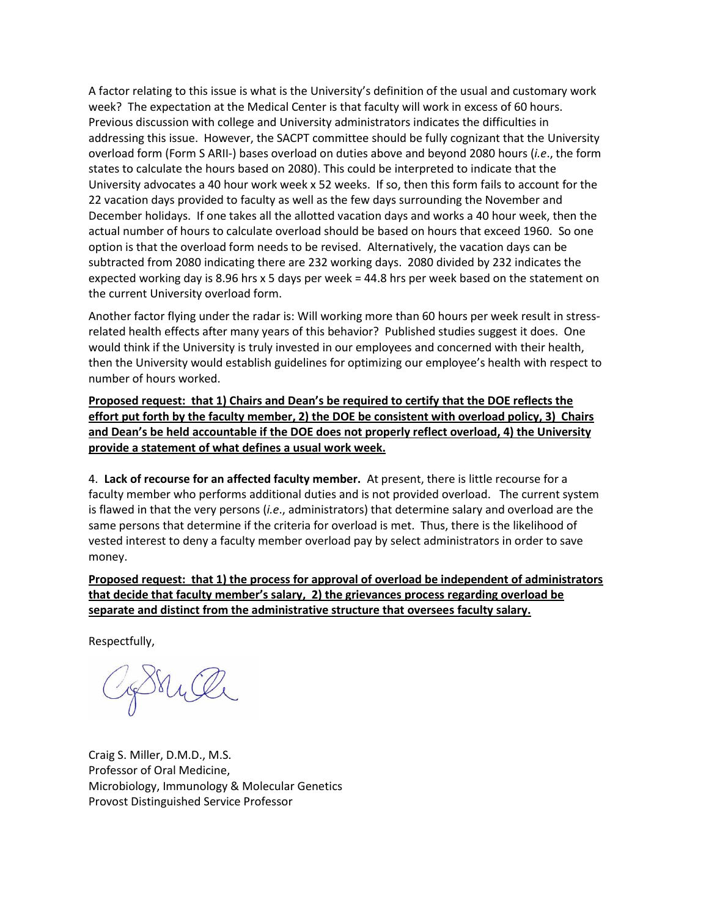A factor relating to this issue is what is the University's definition of the usual and customary work week? The expectation at the Medical Center is that faculty will work in excess of 60 hours. Previous discussion with college and University administrators indicates the difficulties in addressing this issue. However, the SACPT committee should be fully cognizant that the University overload form (Form S ARII-) bases overload on duties above and beyond 2080 hours (*i.e*., the form states to calculate the hours based on 2080). This could be interpreted to indicate that the University advocates a 40 hour work week x 52 weeks. If so, then this form fails to account for the 22 vacation days provided to faculty as well as the few days surrounding the November and December holidays. If one takes all the allotted vacation days and works a 40 hour week, then the actual number of hours to calculate overload should be based on hours that exceed 1960. So one option is that the overload form needs to be revised. Alternatively, the vacation days can be subtracted from 2080 indicating there are 232 working days. 2080 divided by 232 indicates the expected working day is 8.96 hrs x 5 days per week = 44.8 hrs per week based on the statement on the current University overload form.

Another factor flying under the radar is: Will working more than 60 hours per week result in stress-related health effects after many years of this behavior? Published studies suggest it does. One would think if the University is truly invested in our employees and concerned with their health, then the University would establish guidelines for optimizing our employee's health with respect to number of hours worked.

**Proposed request: that 1) Chairs and Dean's be required to certify that the DOE reflects the effort put forth by the faculty member, 2) the DOE be consistent with overload policy, 3) Chairs and Dean's be held accountable if the DOE does not properly reflect overload, 4) the University provide a statement of what defines a usual work week.**

4. **Lack of recourse for an affected faculty member.** At present, there is little recourse for a faculty member who performs additional duties and is not provided overload. The current system is flawed in that the very persons (*i.e*., administrators) that determine salary and overload are the same persons that determine if the criteria for overload is met. Thus, there is the likelihood of vested interest to deny a faculty member overload pay by select administrators in order to save money.

**Proposed request: that 1) the process for approval of overload be independent of administrators that decide that faculty member's salary, 2) the grievances process regarding overload be separate and distinct from the administrative structure that oversees faculty salary.**

Respectfully,

Craig S. Miller, D.M.D., M.S.
Professor of Oral Medicine,
Microbiology, Immunology & Molecular Genetics
Provost Distinguished Service Professor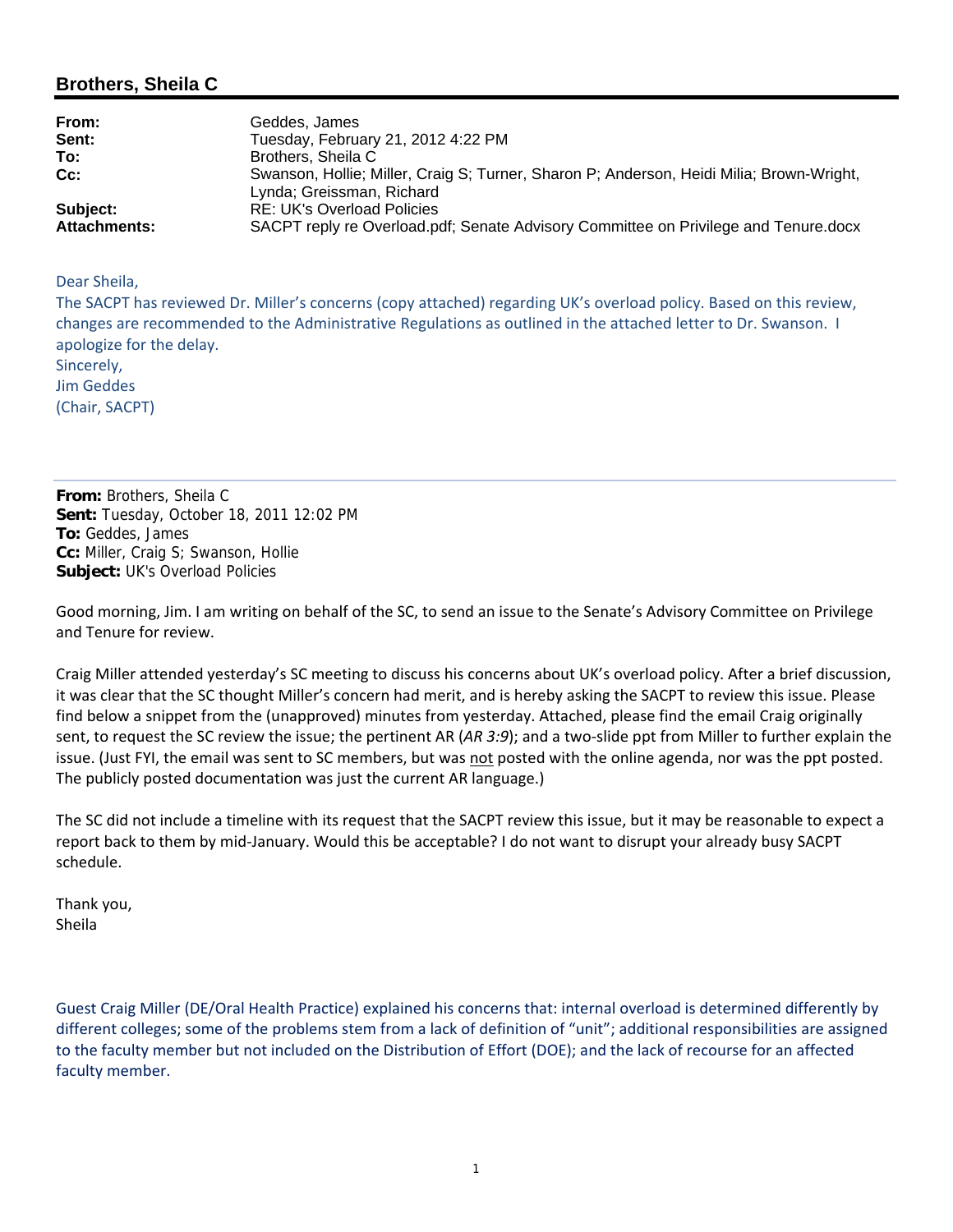## Brothers, Sheila C

| | |
|---|---|
| **From:** | Geddes, James |
| **Sent:** | Tuesday, February 21, 2012 4:22 PM |
| **To:** | Brothers, Sheila C |
| **Cc:** | Swanson, Hollie; Miller, Craig S; Turner, Sharon P; Anderson, Heidi Milia; Brown-Wright, Lynda; Greissman, Richard |
| **Subject:** | RE: UK's Overload Policies |
| **Attachments:** | SACPT reply re Overload.pdf; Senate Advisory Committee on Privilege and Tenure.docx |

Dear Sheila,

The SACPT has reviewed Dr. Miller's concerns (copy attached) regarding UK's overload policy. Based on this review, changes are recommended to the Administrative Regulations as outlined in the attached letter to Dr. Swanson. I apologize for the delay.

Sincerely,

Jim Geddes

(Chair, SACPT)

---

**From:** Brothers, Sheila C
**Sent:** Tuesday, October 18, 2011 12:02 PM
**To:** Geddes, James
**Cc:** Miller, Craig S; Swanson, Hollie
**Subject:** UK's Overload Policies

Good morning, Jim. I am writing on behalf of the SC, to send an issue to the Senate's Advisory Committee on Privilege and Tenure for review.

Craig Miller attended yesterday's SC meeting to discuss his concerns about UK's overload policy. After a brief discussion, it was clear that the SC thought Miller's concern had merit, and is hereby asking the SACPT to review this issue. Please find below a snippet from the (unapproved) minutes from yesterday. Attached, please find the email Craig originally sent, to request the SC review the issue; the pertinent AR (*AR 3:9*); and a two-slide ppt from Miller to further explain the issue. (Just FYI, the email was sent to SC members, but was <u>not</u> posted with the online agenda, nor was the ppt posted. The publicly posted documentation was just the current AR language.)

The SC did not include a timeline with its request that the SACPT review this issue, but it may be reasonable to expect a report back to them by mid-January. Would this be acceptable? I do not want to disrupt your already busy SACPT schedule.

Thank you,

Sheila

Guest Craig Miller (DE/Oral Health Practice) explained his concerns that: internal overload is determined differently by different colleges; some of the problems stem from a lack of definition of "unit"; additional responsibilities are assigned to the faculty member but not included on the Distribution of Effort (DOE); and the lack of recourse for an affected faculty member.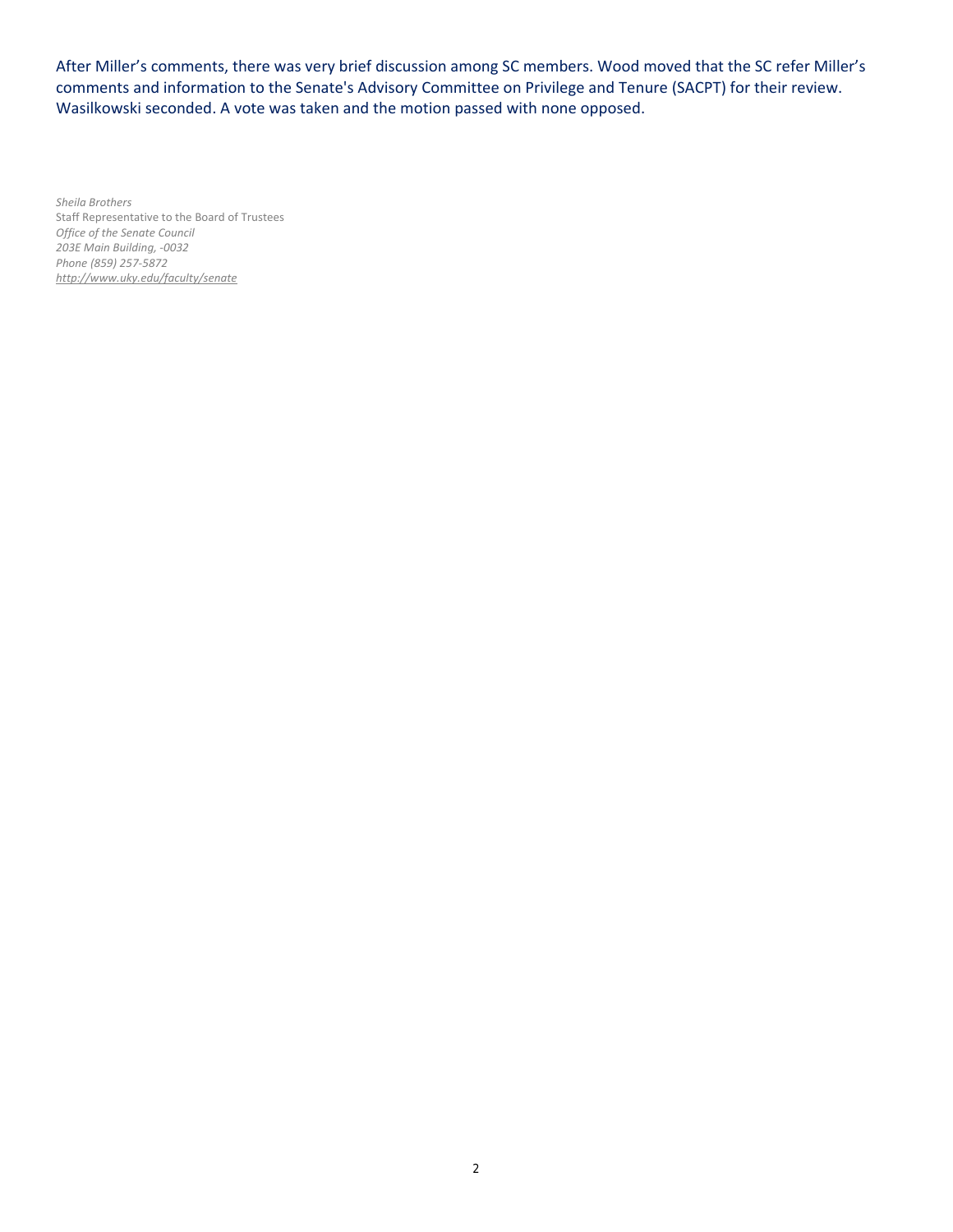After Miller's comments, there was very brief discussion among SC members. Wood moved that the SC refer Miller's comments and information to the Senate's Advisory Committee on Privilege and Tenure (SACPT) for their review. Wasilkowski seconded. A vote was taken and the motion passed with none opposed.

*Sheila Brothers*
Staff Representative to the Board of Trustees
*Office of the Senate Council*
*203E Main Building, -0032*
*Phone (859) 257-5872*
*http://www.uky.edu/faculty/senate*